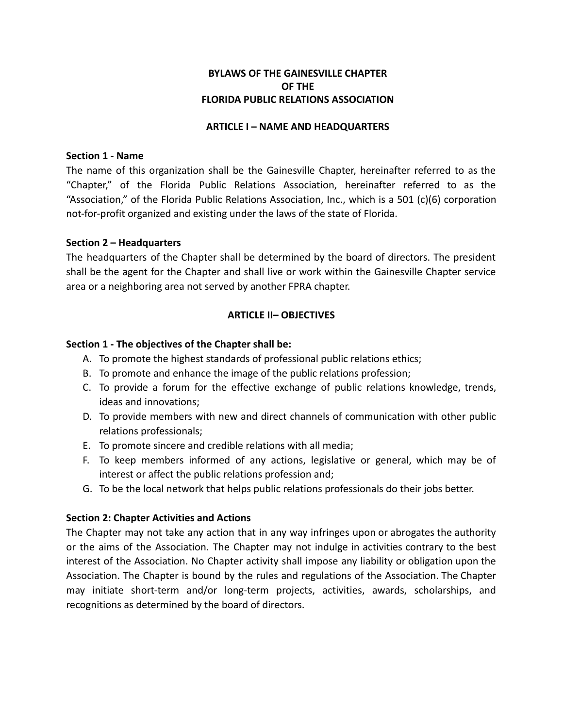# BYLAWS OF THE GAINESVILLE CHAPTER OF THE FLORIDA PUBLIC RELATIONS ASSOCIATION

## ARTICLE I – NAME AND HEADQUARTERS

**Section 1 - Name**

The name of this organization shall be the Gainesville Chapter, hereinafter referred to as the "Chapter," of the Florida Public Relations Association, hereinafter referred to as the "Association," of the Florida Public Relations Association, Inc., which is a 501 (c)(6) corporation not-for-profit organized and existing under the laws of the state of Florida.

**Section 2 – Headquarters**

The headquarters of the Chapter shall be determined by the board of directors. The president shall be the agent for the Chapter and shall live or work within the Gainesville Chapter service area or a neighboring area not served by another FPRA chapter.

## ARTICLE II– OBJECTIVES

**Section 1 - The objectives of the Chapter shall be:**

A. To promote the highest standards of professional public relations ethics;
B. To promote and enhance the image of the public relations profession;
C. To provide a forum for the effective exchange of public relations knowledge, trends, ideas and innovations;
D. To provide members with new and direct channels of communication with other public relations professionals;
E. To promote sincere and credible relations with all media;
F. To keep members informed of any actions, legislative or general, which may be of interest or affect the public relations profession and;
G. To be the local network that helps public relations professionals do their jobs better.

**Section 2: Chapter Activities and Actions**

The Chapter may not take any action that in any way infringes upon or abrogates the authority or the aims of the Association. The Chapter may not indulge in activities contrary to the best interest of the Association. No Chapter activity shall impose any liability or obligation upon the Association. The Chapter is bound by the rules and regulations of the Association. The Chapter may initiate short-term and/or long-term projects, activities, awards, scholarships, and recognitions as determined by the board of directors.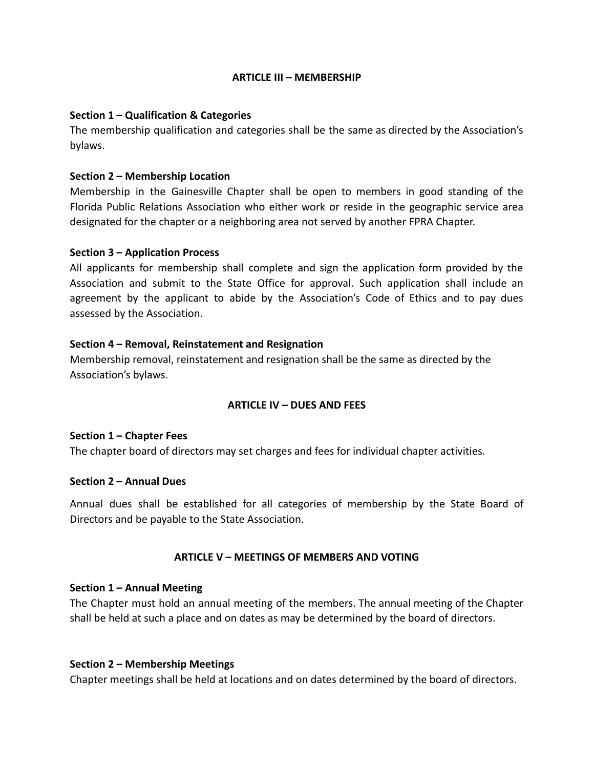## ARTICLE III – MEMBERSHIP

**Section 1 – Qualification & Categories**
The membership qualification and categories shall be the same as directed by the Association's bylaws.

**Section 2 – Membership Location**
Membership in the Gainesville Chapter shall be open to members in good standing of the Florida Public Relations Association who either work or reside in the geographic service area designated for the chapter or a neighboring area not served by another FPRA Chapter.

**Section 3 – Application Process**
All applicants for membership shall complete and sign the application form provided by the Association and submit to the State Office for approval. Such application shall include an agreement by the applicant to abide by the Association's Code of Ethics and to pay dues assessed by the Association.

**Section 4 – Removal, Reinstatement and Resignation**
Membership removal, reinstatement and resignation shall be the same as directed by the Association's bylaws.

## ARTICLE IV – DUES AND FEES

**Section 1 – Chapter Fees**
The chapter board of directors may set charges and fees for individual chapter activities.

**Section 2 – Annual Dues**

Annual dues shall be established for all categories of membership by the State Board of Directors and be payable to the State Association.

## ARTICLE V – MEETINGS OF MEMBERS AND VOTING

**Section 1 – Annual Meeting**
The Chapter must hold an annual meeting of the members. The annual meeting of the Chapter shall be held at such a place and on dates as may be determined by the board of directors.

**Section 2 – Membership Meetings**
Chapter meetings shall be held at locations and on dates determined by the board of directors.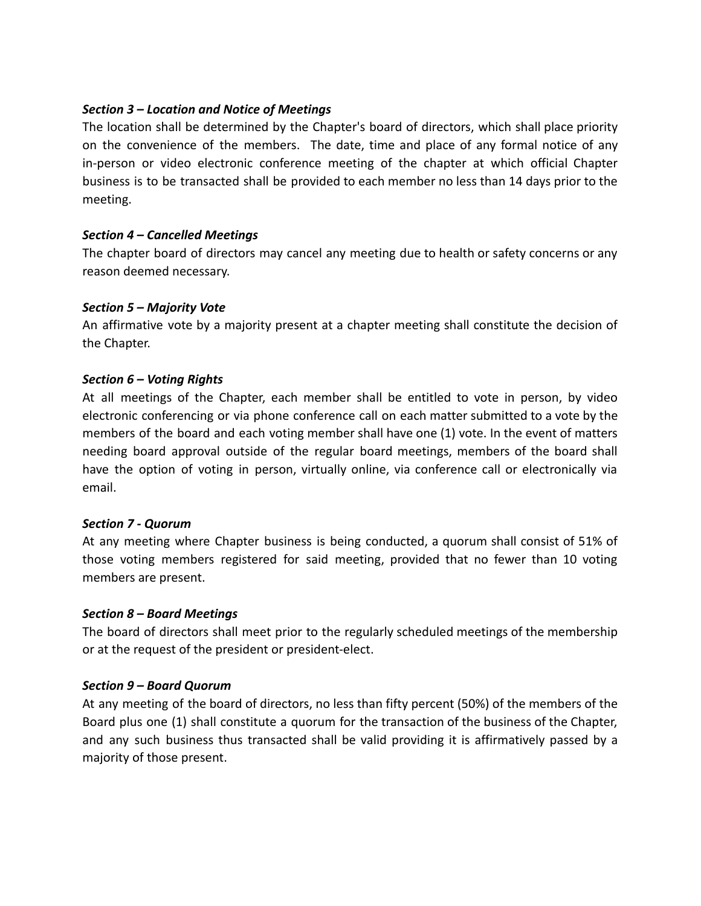***Section 3 – Location and Notice of Meetings***

The location shall be determined by the Chapter's board of directors, which shall place priority on the convenience of the members. The date, time and place of any formal notice of any in-person or video electronic conference meeting of the chapter at which official Chapter business is to be transacted shall be provided to each member no less than 14 days prior to the meeting.

***Section 4 – Cancelled Meetings***

The chapter board of directors may cancel any meeting due to health or safety concerns or any reason deemed necessary.

***Section 5 – Majority Vote***

An affirmative vote by a majority present at a chapter meeting shall constitute the decision of the Chapter.

***Section 6 – Voting Rights***

At all meetings of the Chapter, each member shall be entitled to vote in person, by video electronic conferencing or via phone conference call on each matter submitted to a vote by the members of the board and each voting member shall have one (1) vote. In the event of matters needing board approval outside of the regular board meetings, members of the board shall have the option of voting in person, virtually online, via conference call or electronically via email.

***Section 7 - Quorum***

At any meeting where Chapter business is being conducted, a quorum shall consist of 51% of those voting members registered for said meeting, provided that no fewer than 10 voting members are present.

***Section 8 – Board Meetings***

The board of directors shall meet prior to the regularly scheduled meetings of the membership or at the request of the president or president-elect.

***Section 9 – Board Quorum***

At any meeting of the board of directors, no less than fifty percent (50%) of the members of the Board plus one (1) shall constitute a quorum for the transaction of the business of the Chapter, and any such business thus transacted shall be valid providing it is affirmatively passed by a majority of those present.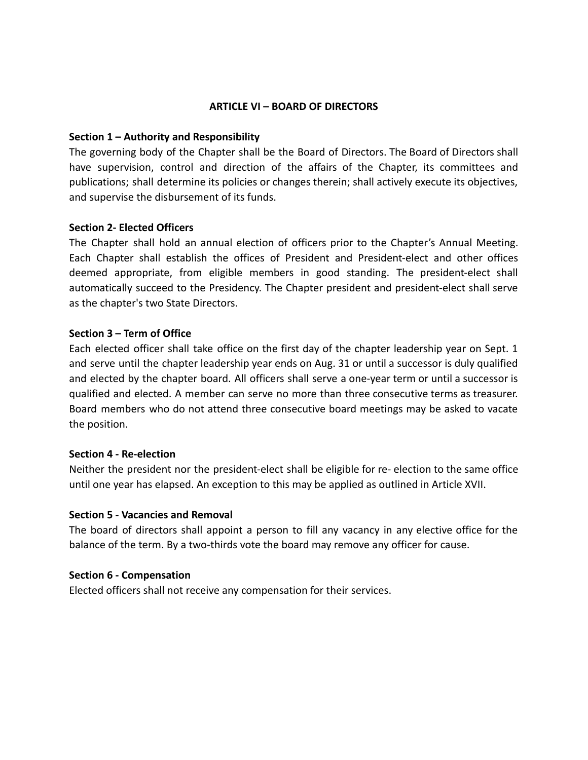## ARTICLE VI – BOARD OF DIRECTORS

**Section 1 – Authority and Responsibility**
The governing body of the Chapter shall be the Board of Directors. The Board of Directors shall have supervision, control and direction of the affairs of the Chapter, its committees and publications; shall determine its policies or changes therein; shall actively execute its objectives, and supervise the disbursement of its funds.

**Section 2- Elected Officers**
The Chapter shall hold an annual election of officers prior to the Chapter's Annual Meeting. Each Chapter shall establish the offices of President and President-elect and other offices deemed appropriate, from eligible members in good standing. The president-elect shall automatically succeed to the Presidency. The Chapter president and president-elect shall serve as the chapter's two State Directors.

**Section 3 – Term of Office**
Each elected officer shall take office on the first day of the chapter leadership year on Sept. 1 and serve until the chapter leadership year ends on Aug. 31 or until a successor is duly qualified and elected by the chapter board. All officers shall serve a one-year term or until a successor is qualified and elected. A member can serve no more than three consecutive terms as treasurer. Board members who do not attend three consecutive board meetings may be asked to vacate the position.

**Section 4 - Re-election**
Neither the president nor the president-elect shall be eligible for re- election to the same office until one year has elapsed. An exception to this may be applied as outlined in Article XVII.

**Section 5 - Vacancies and Removal**
The board of directors shall appoint a person to fill any vacancy in any elective office for the balance of the term. By a two-thirds vote the board may remove any officer for cause.

**Section 6 - Compensation**
Elected officers shall not receive any compensation for their services.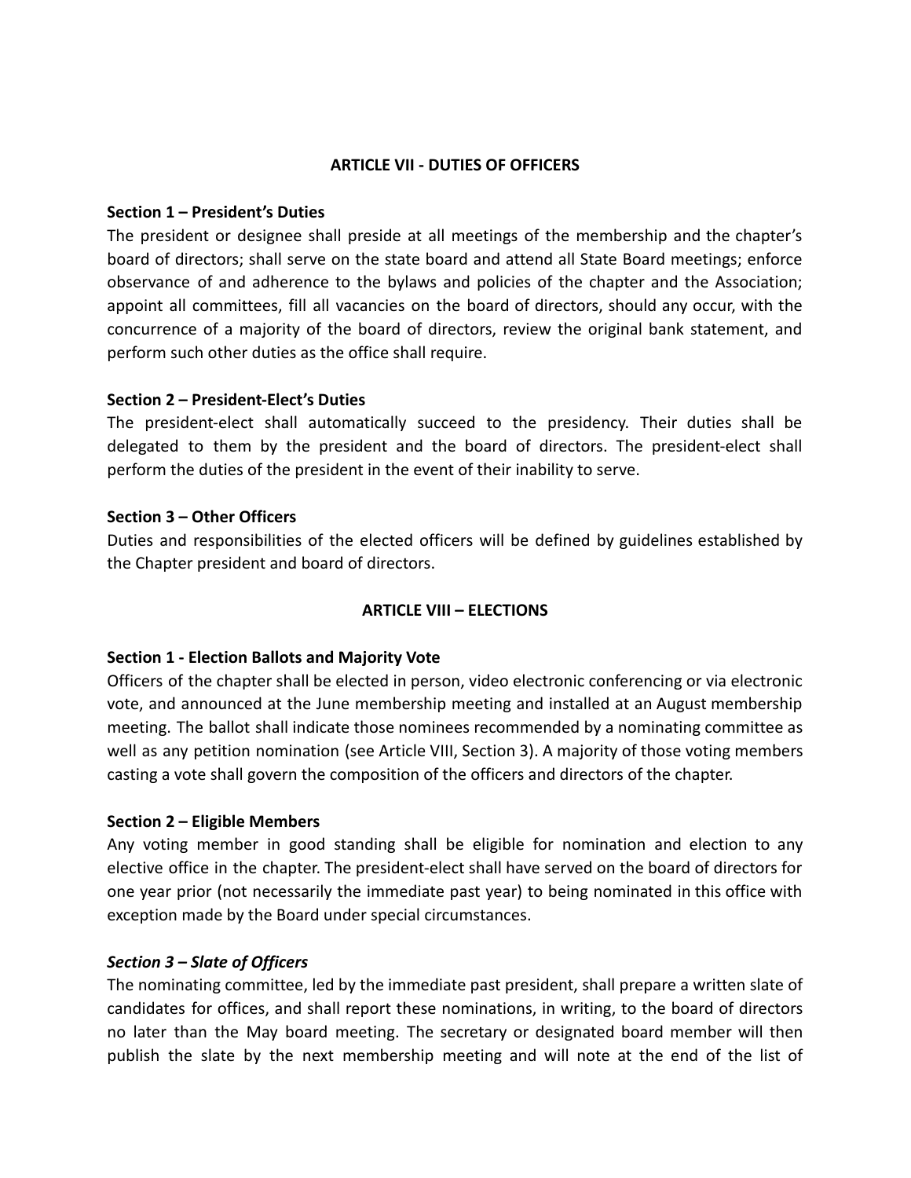## ARTICLE VII - DUTIES OF OFFICERS

**Section 1 – President's Duties**

The president or designee shall preside at all meetings of the membership and the chapter's board of directors; shall serve on the state board and attend all State Board meetings; enforce observance of and adherence to the bylaws and policies of the chapter and the Association; appoint all committees, fill all vacancies on the board of directors, should any occur, with the concurrence of a majority of the board of directors, review the original bank statement, and perform such other duties as the office shall require.

**Section 2 – President-Elect's Duties**

The president-elect shall automatically succeed to the presidency. Their duties shall be delegated to them by the president and the board of directors. The president-elect shall perform the duties of the president in the event of their inability to serve.

**Section 3 – Other Officers**

Duties and responsibilities of the elected officers will be defined by guidelines established by the Chapter president and board of directors.

## ARTICLE VIII – ELECTIONS

**Section 1 - Election Ballots and Majority Vote**

Officers of the chapter shall be elected in person, video electronic conferencing or via electronic vote, and announced at the June membership meeting and installed at an August membership meeting. The ballot shall indicate those nominees recommended by a nominating committee as well as any petition nomination (see Article VIII, Section 3). A majority of those voting members casting a vote shall govern the composition of the officers and directors of the chapter.

**Section 2 – Eligible Members**

Any voting member in good standing shall be eligible for nomination and election to any elective office in the chapter. The president-elect shall have served on the board of directors for one year prior (not necessarily the immediate past year) to being nominated in this office with exception made by the Board under special circumstances.

***Section 3 – Slate of Officers***

The nominating committee, led by the immediate past president, shall prepare a written slate of candidates for offices, and shall report these nominations, in writing, to the board of directors no later than the May board meeting. The secretary or designated board member will then publish the slate by the next membership meeting and will note at the end of the list of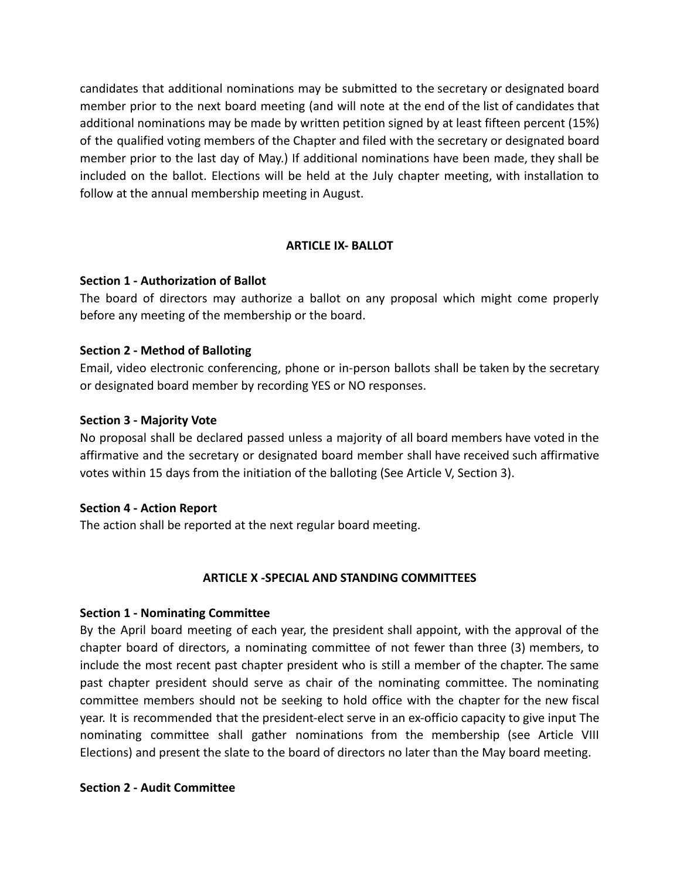candidates that additional nominations may be submitted to the secretary or designated board member prior to the next board meeting (and will note at the end of the list of candidates that additional nominations may be made by written petition signed by at least fifteen percent (15%) of the qualified voting members of the Chapter and filed with the secretary or designated board member prior to the last day of May.) If additional nominations have been made, they shall be included on the ballot. Elections will be held at the July chapter meeting, with installation to follow at the annual membership meeting in August.

## ARTICLE IX- BALLOT

**Section 1 - Authorization of Ballot**
The board of directors may authorize a ballot on any proposal which might come properly before any meeting of the membership or the board.

**Section 2 - Method of Balloting**
Email, video electronic conferencing, phone or in-person ballots shall be taken by the secretary or designated board member by recording YES or NO responses.

**Section 3 - Majority Vote**
No proposal shall be declared passed unless a majority of all board members have voted in the affirmative and the secretary or designated board member shall have received such affirmative votes within 15 days from the initiation of the balloting (See Article V, Section 3).

**Section 4 - Action Report**
The action shall be reported at the next regular board meeting.

## ARTICLE X -SPECIAL AND STANDING COMMITTEES

**Section 1 - Nominating Committee**
By the April board meeting of each year, the president shall appoint, with the approval of the chapter board of directors, a nominating committee of not fewer than three (3) members, to include the most recent past chapter president who is still a member of the chapter. The same past chapter president should serve as chair of the nominating committee. The nominating committee members should not be seeking to hold office with the chapter for the new fiscal year. It is recommended that the president-elect serve in an ex-officio capacity to give input The nominating committee shall gather nominations from the membership (see Article VIII Elections) and present the slate to the board of directors no later than the May board meeting.

**Section 2 - Audit Committee**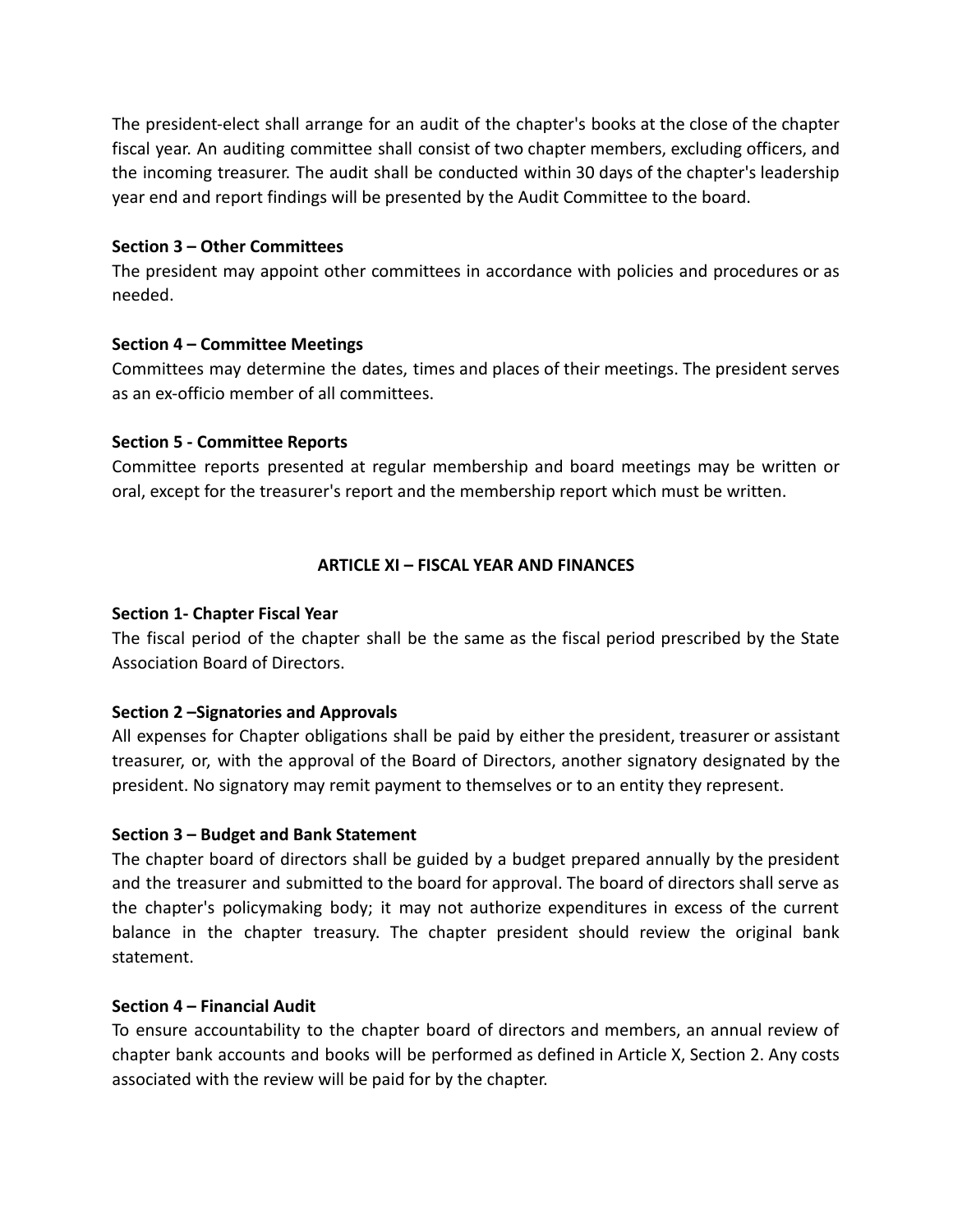The president-elect shall arrange for an audit of the chapter's books at the close of the chapter fiscal year. An auditing committee shall consist of two chapter members, excluding officers, and the incoming treasurer. The audit shall be conducted within 30 days of the chapter's leadership year end and report findings will be presented by the Audit Committee to the board.

**Section 3 – Other Committees**
The president may appoint other committees in accordance with policies and procedures or as needed.

**Section 4 – Committee Meetings**
Committees may determine the dates, times and places of their meetings. The president serves as an ex-officio member of all committees.

**Section 5 - Committee Reports**
Committee reports presented at regular membership and board meetings may be written or oral, except for the treasurer's report and the membership report which must be written.

## ARTICLE XI – FISCAL YEAR AND FINANCES

**Section 1- Chapter Fiscal Year**
The fiscal period of the chapter shall be the same as the fiscal period prescribed by the State Association Board of Directors.

**Section 2 –Signatories and Approvals**
All expenses for Chapter obligations shall be paid by either the president, treasurer or assistant treasurer, or, with the approval of the Board of Directors, another signatory designated by the president. No signatory may remit payment to themselves or to an entity they represent.

**Section 3 – Budget and Bank Statement**
The chapter board of directors shall be guided by a budget prepared annually by the president and the treasurer and submitted to the board for approval. The board of directors shall serve as the chapter's policymaking body; it may not authorize expenditures in excess of the current balance in the chapter treasury. The chapter president should review the original bank statement.

**Section 4 – Financial Audit**
To ensure accountability to the chapter board of directors and members, an annual review of chapter bank accounts and books will be performed as defined in Article X, Section 2. Any costs associated with the review will be paid for by the chapter.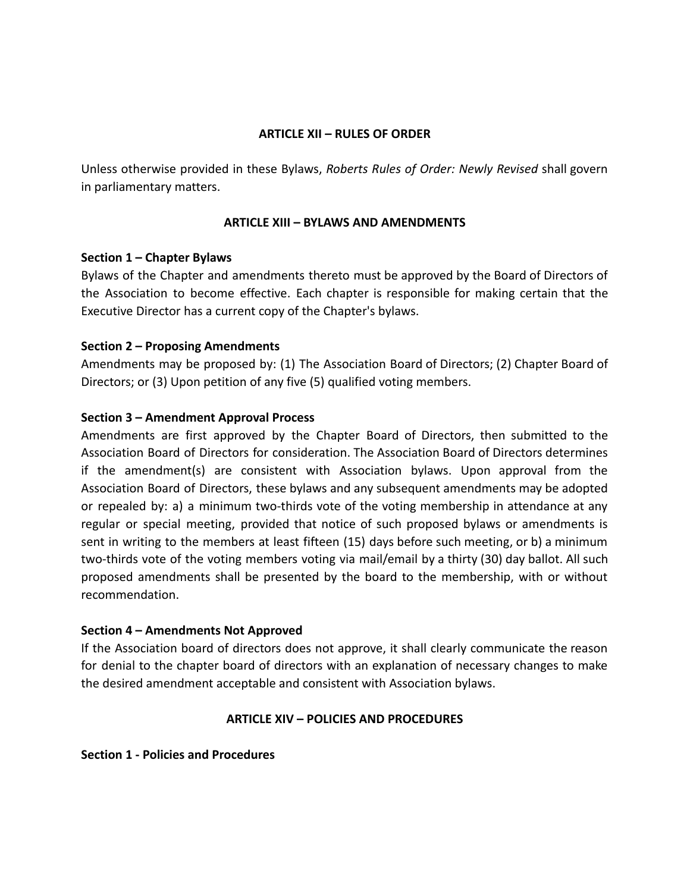## ARTICLE XII – RULES OF ORDER

Unless otherwise provided in these Bylaws, *Roberts Rules of Order: Newly Revised* shall govern in parliamentary matters.

## ARTICLE XIII – BYLAWS AND AMENDMENTS

**Section 1 – Chapter Bylaws**
Bylaws of the Chapter and amendments thereto must be approved by the Board of Directors of the Association to become effective. Each chapter is responsible for making certain that the Executive Director has a current copy of the Chapter's bylaws.

**Section 2 – Proposing Amendments**
Amendments may be proposed by: (1) The Association Board of Directors; (2) Chapter Board of Directors; or (3) Upon petition of any five (5) qualified voting members.

**Section 3 – Amendment Approval Process**
Amendments are first approved by the Chapter Board of Directors, then submitted to the Association Board of Directors for consideration. The Association Board of Directors determines if the amendment(s) are consistent with Association bylaws. Upon approval from the Association Board of Directors, these bylaws and any subsequent amendments may be adopted or repealed by: a) a minimum two-thirds vote of the voting membership in attendance at any regular or special meeting, provided that notice of such proposed bylaws or amendments is sent in writing to the members at least fifteen (15) days before such meeting, or b) a minimum two-thirds vote of the voting members voting via mail/email by a thirty (30) day ballot. All such proposed amendments shall be presented by the board to the membership, with or without recommendation.

**Section 4 – Amendments Not Approved**
If the Association board of directors does not approve, it shall clearly communicate the reason for denial to the chapter board of directors with an explanation of necessary changes to make the desired amendment acceptable and consistent with Association bylaws.

## ARTICLE XIV – POLICIES AND PROCEDURES

**Section 1 - Policies and Procedures**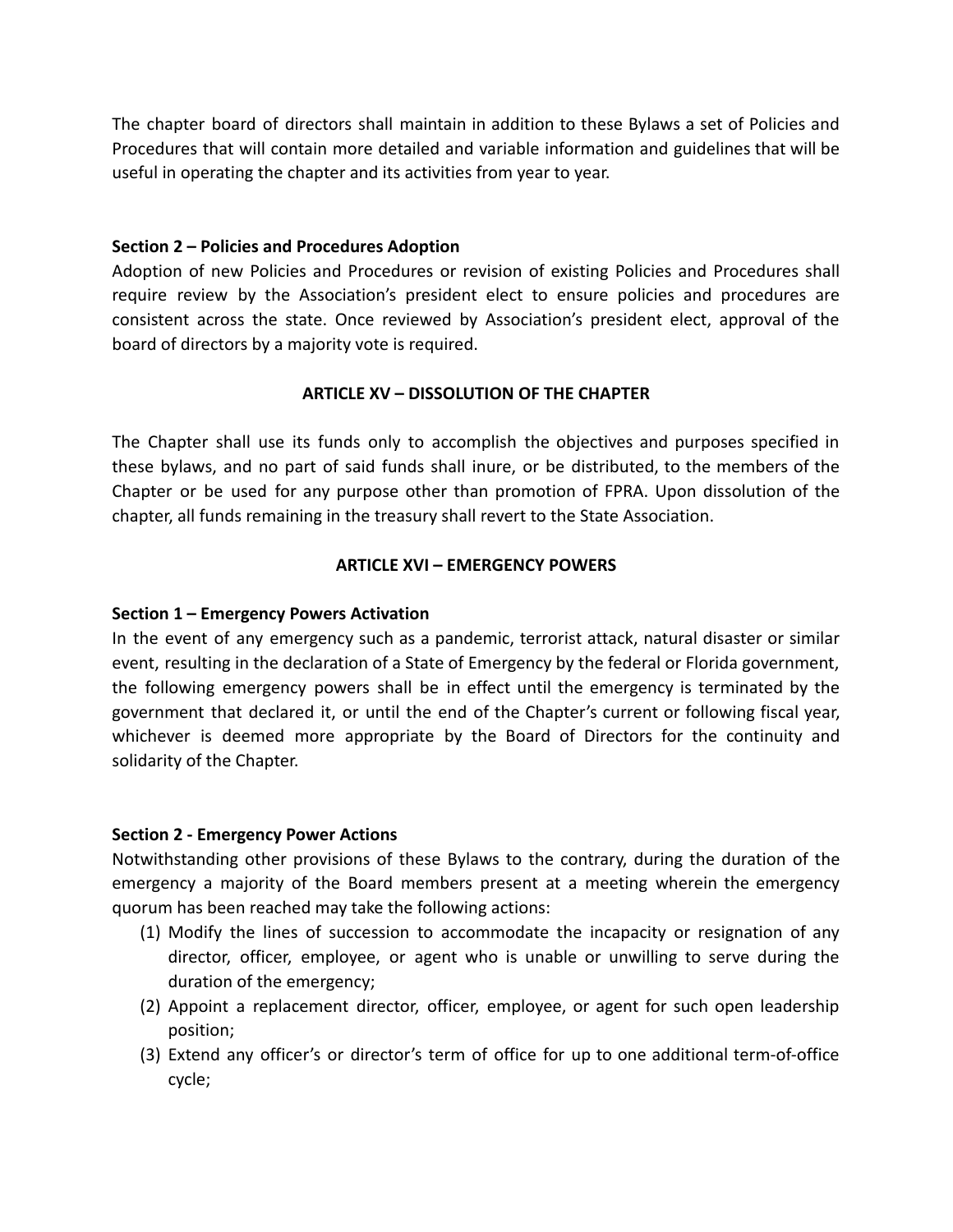The chapter board of directors shall maintain in addition to these Bylaws a set of Policies and Procedures that will contain more detailed and variable information and guidelines that will be useful in operating the chapter and its activities from year to year.

**Section 2 – Policies and Procedures Adoption**

Adoption of new Policies and Procedures or revision of existing Policies and Procedures shall require review by the Association's president elect to ensure policies and procedures are consistent across the state. Once reviewed by Association's president elect, approval of the board of directors by a majority vote is required.

## ARTICLE XV – DISSOLUTION OF THE CHAPTER

The Chapter shall use its funds only to accomplish the objectives and purposes specified in these bylaws, and no part of said funds shall inure, or be distributed, to the members of the Chapter or be used for any purpose other than promotion of FPRA. Upon dissolution of the chapter, all funds remaining in the treasury shall revert to the State Association.

## ARTICLE XVI – EMERGENCY POWERS

**Section 1 – Emergency Powers Activation**

In the event of any emergency such as a pandemic, terrorist attack, natural disaster or similar event, resulting in the declaration of a State of Emergency by the federal or Florida government, the following emergency powers shall be in effect until the emergency is terminated by the government that declared it, or until the end of the Chapter's current or following fiscal year, whichever is deemed more appropriate by the Board of Directors for the continuity and solidarity of the Chapter.

**Section 2 - Emergency Power Actions**

Notwithstanding other provisions of these Bylaws to the contrary, during the duration of the emergency a majority of the Board members present at a meeting wherein the emergency quorum has been reached may take the following actions:

(1) Modify the lines of succession to accommodate the incapacity or resignation of any director, officer, employee, or agent who is unable or unwilling to serve during the duration of the emergency;

(2) Appoint a replacement director, officer, employee, or agent for such open leadership position;

(3) Extend any officer's or director's term of office for up to one additional term-of-office cycle;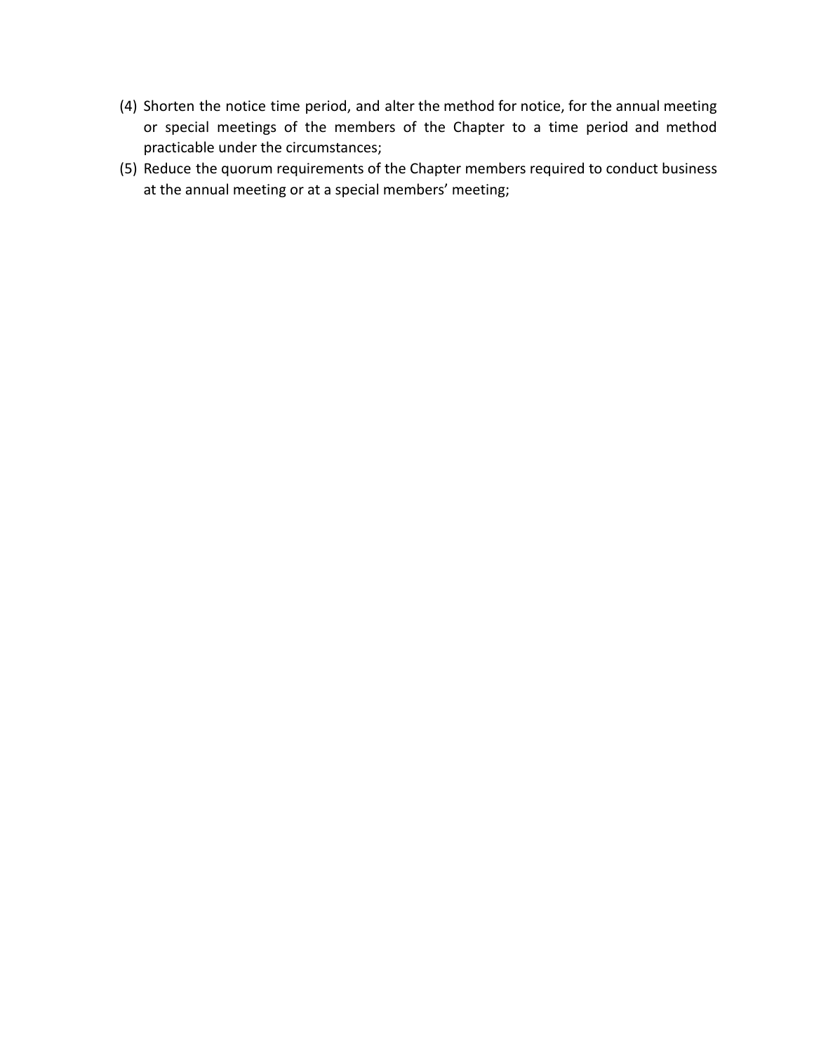(4) Shorten the notice time period, and alter the method for notice, for the annual meeting or special meetings of the members of the Chapter to a time period and method practicable under the circumstances;

(5) Reduce the quorum requirements of the Chapter members required to conduct business at the annual meeting or at a special members' meeting;